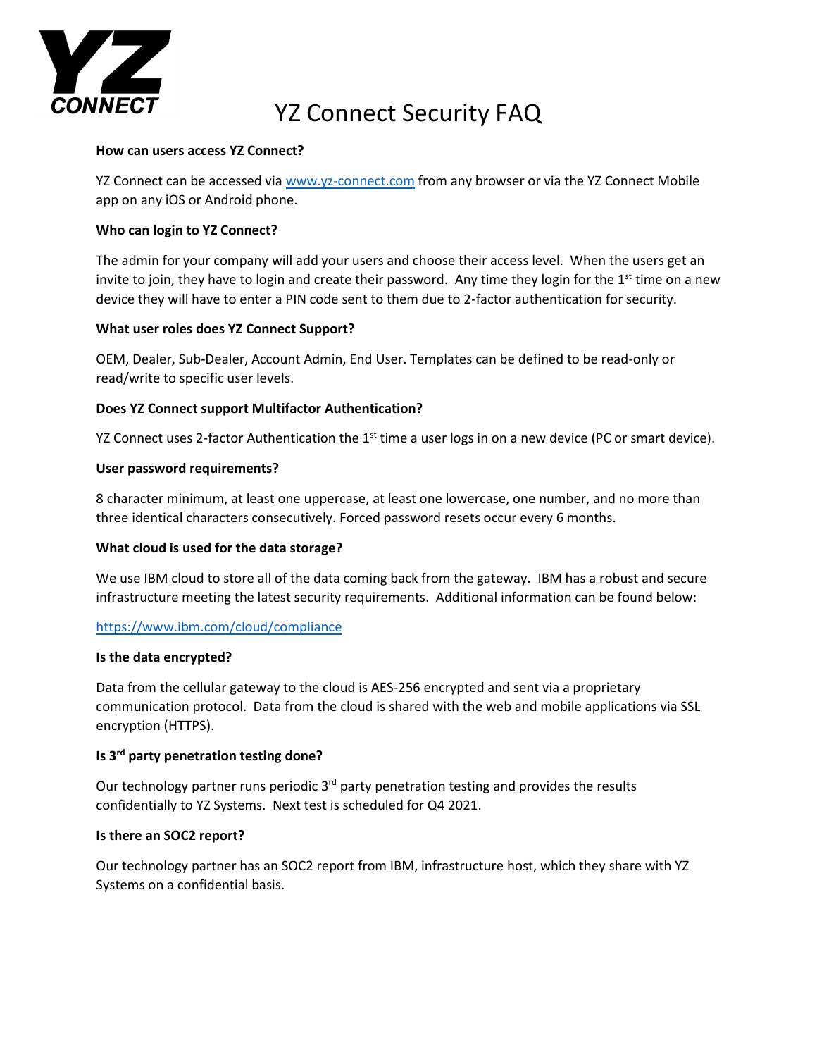# YZ Connect Security FAQ

**How can users access YZ Connect?**

YZ Connect can be accessed via www.yz-connect.com from any browser or via the YZ Connect Mobile app on any iOS or Android phone.

**Who can login to YZ Connect?**

The admin for your company will add your users and choose their access level. When the users get an invite to join, they have to login and create their password. Any time they login for the 1st time on a new device they will have to enter a PIN code sent to them due to 2-factor authentication for security.

**What user roles does YZ Connect Support?**

OEM, Dealer, Sub-Dealer, Account Admin, End User. Templates can be defined to be read-only or read/write to specific user levels.

**Does YZ Connect support Multifactor Authentication?**

YZ Connect uses 2-factor Authentication the 1st time a user logs in on a new device (PC or smart device).

**User password requirements?**

8 character minimum, at least one uppercase, at least one lowercase, one number, and no more than three identical characters consecutively. Forced password resets occur every 6 months.

**What cloud is used for the data storage?**

We use IBM cloud to store all of the data coming back from the gateway. IBM has a robust and secure infrastructure meeting the latest security requirements. Additional information can be found below:

https://www.ibm.com/cloud/compliance

**Is the data encrypted?**

Data from the cellular gateway to the cloud is AES-256 encrypted and sent via a proprietary communication protocol. Data from the cloud is shared with the web and mobile applications via SSL encryption (HTTPS).

**Is 3rd party penetration testing done?**

Our technology partner runs periodic 3rd party penetration testing and provides the results confidentially to YZ Systems. Next test is scheduled for Q4 2021.

**Is there an SOC2 report?**

Our technology partner has an SOC2 report from IBM, infrastructure host, which they share with YZ Systems on a confidential basis.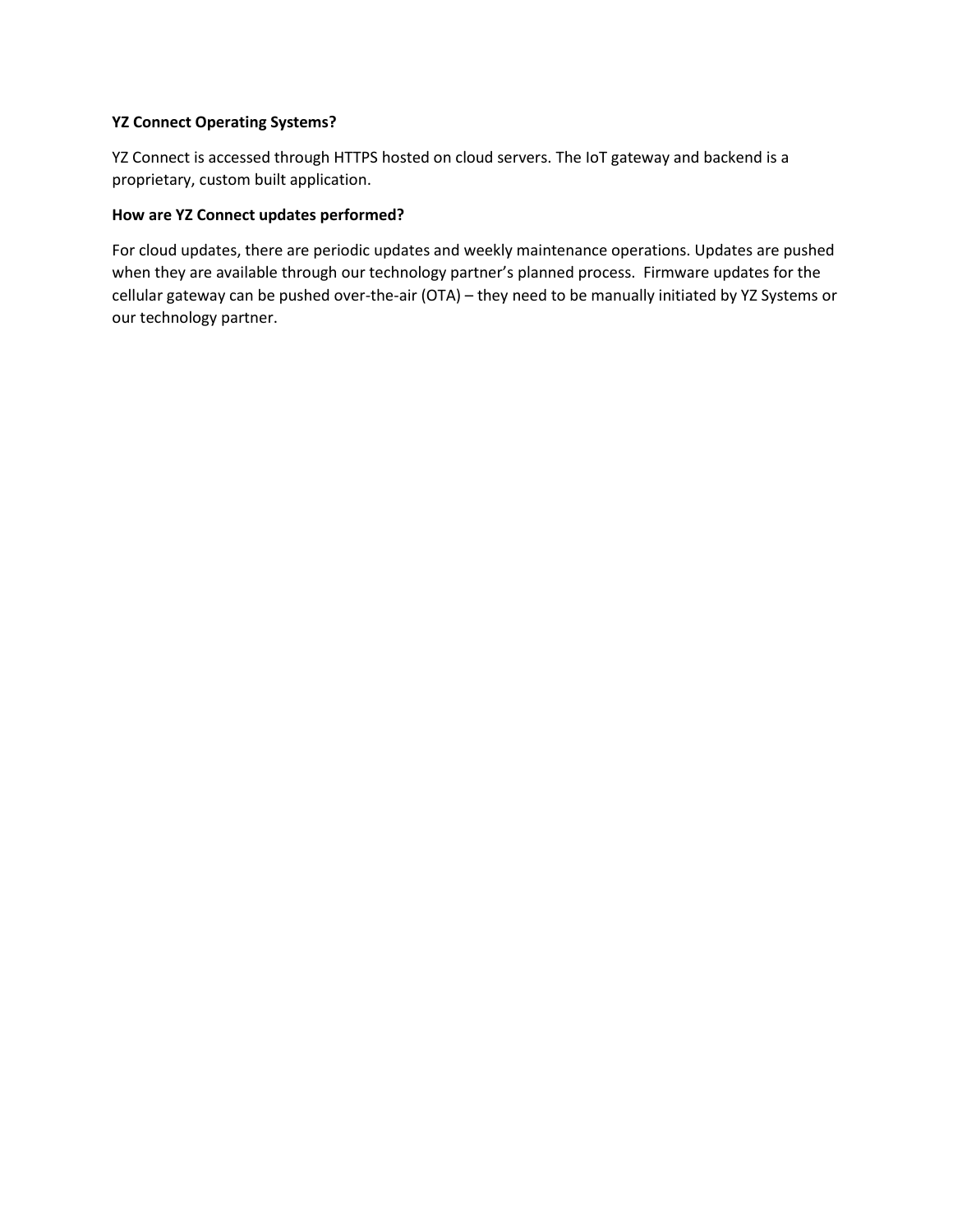**YZ Connect Operating Systems?**

YZ Connect is accessed through HTTPS hosted on cloud servers. The IoT gateway and backend is a proprietary, custom built application.

**How are YZ Connect updates performed?**

For cloud updates, there are periodic updates and weekly maintenance operations. Updates are pushed when they are available through our technology partner's planned process. Firmware updates for the cellular gateway can be pushed over-the-air (OTA) – they need to be manually initiated by YZ Systems or our technology partner.